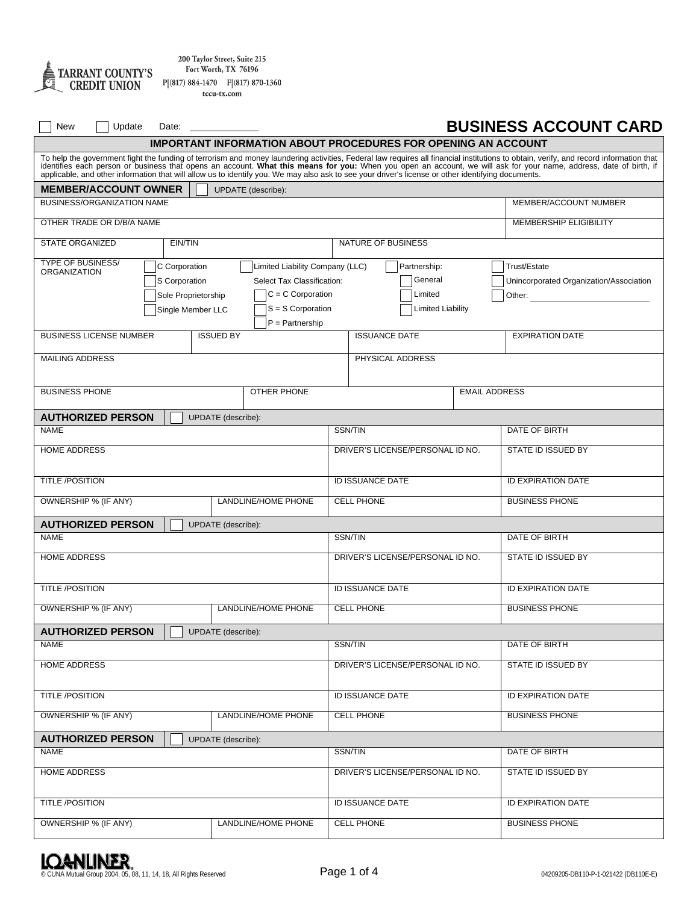TARRANT COUNTY'S CREDIT UNION

200 Taylor Street, Suite 215
Fort Worth, TX 76196
P|(817) 884-1470 F|(817) 870-1360
tccu-tx.com

☐ New ☐ Update Date: ____________

# BUSINESS ACCOUNT CARD

## IMPORTANT INFORMATION ABOUT PROCEDURES FOR OPENING AN ACCOUNT

To help the government fight the funding of terrorism and money laundering activities, Federal law requires all financial institutions to obtain, verify, and record information that identifies each person or business that opens an account. **What this means for you:** When you open an account, we will ask for your name, address, date of birth, if applicable, and other information that will allow us to identify you. We may also ask to see your driver's license or other identifying documents.

## MEMBER/ACCOUNT OWNER ☐ UPDATE (describe):

| BUSINESS/ORGANIZATION NAME | | | MEMBER/ACCOUNT NUMBER |
|---|---|---|---|
| OTHER TRADE OR D/B/A NAME | | | MEMBERSHIP ELIGIBILITY |
| STATE ORGANIZED | EIN/TIN | NATURE OF BUSINESS | |

TYPE OF BUSINESS/ ORGANIZATION

- ☐ C Corporation
- ☐ S Corporation
- ☐ Sole Proprietorship
- ☐ Single Member LLC
- ☐ Limited Liability Company (LLC)
  - Select Tax Classification:
  - ☐ C = C Corporation
  - ☐ S = S Corporation
  - ☐ P = Partnership
- ☐ Partnership:
  - ☐ General
  - ☐ Limited
  - ☐ Limited Liability
- ☐ Trust/Estate
- ☐ Unincorporated Organization/Association
- ☐ Other: ____________________

| BUSINESS LICENSE NUMBER | ISSUED BY | ISSUANCE DATE | EXPIRATION DATE |
|---|---|---|---|
| MAILING ADDRESS | | PHYSICAL ADDRESS | |
| BUSINESS PHONE | OTHER PHONE | EMAIL ADDRESS | |

## AUTHORIZED PERSON ☐ UPDATE (describe):

| NAME | | SSN/TIN | DATE OF BIRTH |
|---|---|---|---|
| HOME ADDRESS | | DRIVER'S LICENSE/PERSONAL ID NO. | STATE ID ISSUED BY |
| TITLE /POSITION | | ID ISSUANCE DATE | ID EXPIRATION DATE |
| OWNERSHIP % (IF ANY) | LANDLINE/HOME PHONE | CELL PHONE | BUSINESS PHONE |

## AUTHORIZED PERSON ☐ UPDATE (describe):

| NAME | | SSN/TIN | DATE OF BIRTH |
|---|---|---|---|
| HOME ADDRESS | | DRIVER'S LICENSE/PERSONAL ID NO. | STATE ID ISSUED BY |
| TITLE /POSITION | | ID ISSUANCE DATE | ID EXPIRATION DATE |
| OWNERSHIP % (IF ANY) | LANDLINE/HOME PHONE | CELL PHONE | BUSINESS PHONE |

## AUTHORIZED PERSON ☐ UPDATE (describe):

| NAME | | SSN/TIN | DATE OF BIRTH |
|---|---|---|---|
| HOME ADDRESS | | DRIVER'S LICENSE/PERSONAL ID NO. | STATE ID ISSUED BY |
| TITLE /POSITION | | ID ISSUANCE DATE | ID EXPIRATION DATE |
| OWNERSHIP % (IF ANY) | LANDLINE/HOME PHONE | CELL PHONE | BUSINESS PHONE |

## AUTHORIZED PERSON ☐ UPDATE (describe):

| NAME | | SSN/TIN | DATE OF BIRTH |
|---|---|---|---|
| HOME ADDRESS | | DRIVER'S LICENSE/PERSONAL ID NO. | STATE ID ISSUED BY |
| TITLE /POSITION | | ID ISSUANCE DATE | ID EXPIRATION DATE |
| OWNERSHIP % (IF ANY) | LANDLINE/HOME PHONE | CELL PHONE | BUSINESS PHONE |

LOANLINER®
© CUNA Mutual Group 2004, 05, 08, 11, 14, 18, All Rights Reserved

04209205-DB110-P-1-021422 (DB110E-E)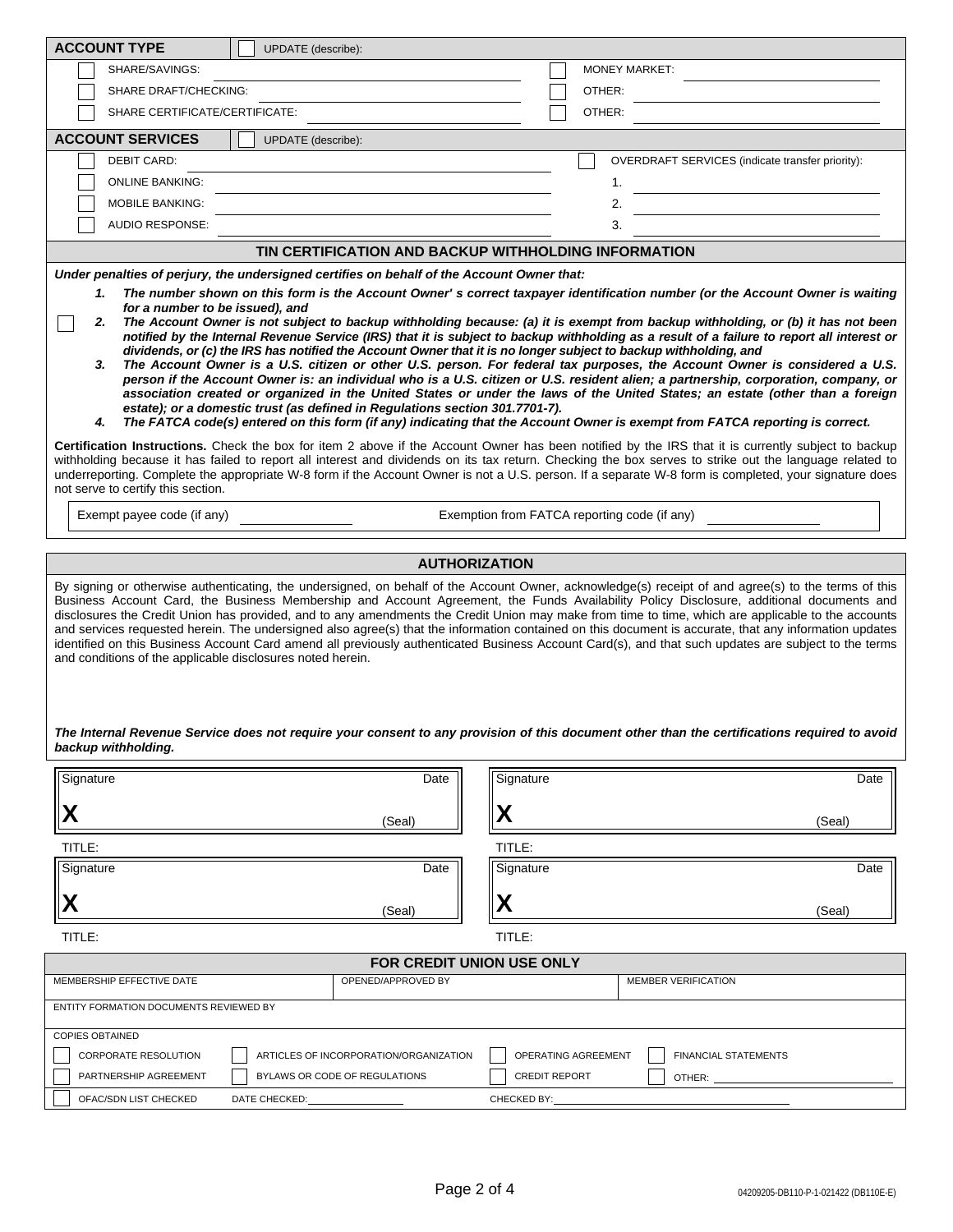## ACCOUNT TYPE

☐ UPDATE (describe): 

| | |
|---|---|
| ☐ SHARE/SAVINGS: | ☐ MONEY MARKET: |
| ☐ SHARE DRAFT/CHECKING: | ☐ OTHER: |
| ☐ SHARE CERTIFICATE/CERTIFICATE: | ☐ OTHER: |

## ACCOUNT SERVICES

☐ UPDATE (describe): 

| | |
|---|---|
| ☐ DEBIT CARD: | ☐ OVERDRAFT SERVICES (indicate transfer priority): |
| ☐ ONLINE BANKING: | 1. |
| ☐ MOBILE BANKING: | 2. |
| ☐ AUDIO RESPONSE: | 3. |

## TIN CERTIFICATION AND BACKUP WITHHOLDING INFORMATION

***Under penalties of perjury, the undersigned certifies on behalf of the Account Owner that:***

1. ***The number shown on this form is the Account Owner' s correct taxpayer identification number (or the Account Owner is waiting for a number to be issued), and***
2. ☐ ***The Account Owner is not subject to backup withholding because: (a) it is exempt from backup withholding, or (b) it has not been notified by the Internal Revenue Service (IRS) that it is subject to backup withholding as a result of a failure to report all interest or dividends, or (c) the IRS has notified the Account Owner that it is no longer subject to backup withholding, and***
3. ***The Account Owner is a U.S. citizen or other U.S. person. For federal tax purposes, the Account Owner is considered a U.S. person if the Account Owner is: an individual who is a U.S. citizen or U.S. resident alien; a partnership, corporation, company, or association created or organized in the United States or under the laws of the United States; an estate (other than a foreign estate); or a domestic trust (as defined in Regulations section 301.7701-7).***
4. ***The FATCA code(s) entered on this form (if any) indicating that the Account Owner is exempt from FATCA reporting is correct.***

**Certification Instructions.** Check the box for item 2 above if the Account Owner has been notified by the IRS that it is currently subject to backup withholding because it has failed to report all interest and dividends on its tax return. Checking the box serves to strike out the language related to underreporting. Complete the appropriate W-8 form if the Account Owner is not a U.S. person. If a separate W-8 form is completed, your signature does not serve to certify this section.

Exempt payee code (if any) ______________ Exemption from FATCA reporting code (if any) ______________

## AUTHORIZATION

By signing or otherwise authenticating, the undersigned, on behalf of the Account Owner, acknowledge(s) receipt of and agree(s) to the terms of this Business Account Card, the Business Membership and Account Agreement, the Funds Availability Policy Disclosure, additional documents and disclosures the Credit Union has provided, and to any amendments the Credit Union may make from time to time, which are applicable to the accounts and services requested herein. The undersigned also agree(s) that the information contained on this document is accurate, that any information updates identified on this Business Account Card amend all previously authenticated Business Account Card(s), and that such updates are subject to the terms and conditions of the applicable disclosures noted herein.

***The Internal Revenue Service does not require your consent to any provision of this document other than the certifications required to avoid backup withholding.***

| | |
|---|---|
| Signature Date<br>**X** (Seal) | Signature Date<br>**X** (Seal) |
| TITLE: | TITLE: |
| Signature Date<br>**X** (Seal) | Signature Date<br>**X** (Seal) |
| TITLE: | TITLE: |

## FOR CREDIT UNION USE ONLY

| MEMBERSHIP EFFECTIVE DATE | OPENED/APPROVED BY | MEMBER VERIFICATION |
|---|---|---|
| ENTITY FORMATION DOCUMENTS REVIEWED BY | | |

COPIES OBTAINED

| | | | |
|---|---|---|---|
| ☐ CORPORATE RESOLUTION | ☐ ARTICLES OF INCORPORATION/ORGANIZATION | ☐ OPERATING AGREEMENT | ☐ FINANCIAL STATEMENTS |
| ☐ PARTNERSHIP AGREEMENT | ☐ BYLAWS OR CODE OF REGULATIONS | ☐ CREDIT REPORT | ☐ OTHER: |

☐ OFAC/SDN LIST CHECKED DATE CHECKED: ______________ CHECKED BY: ______________

04209205-DB110-P-1-021422 (DB110E-E)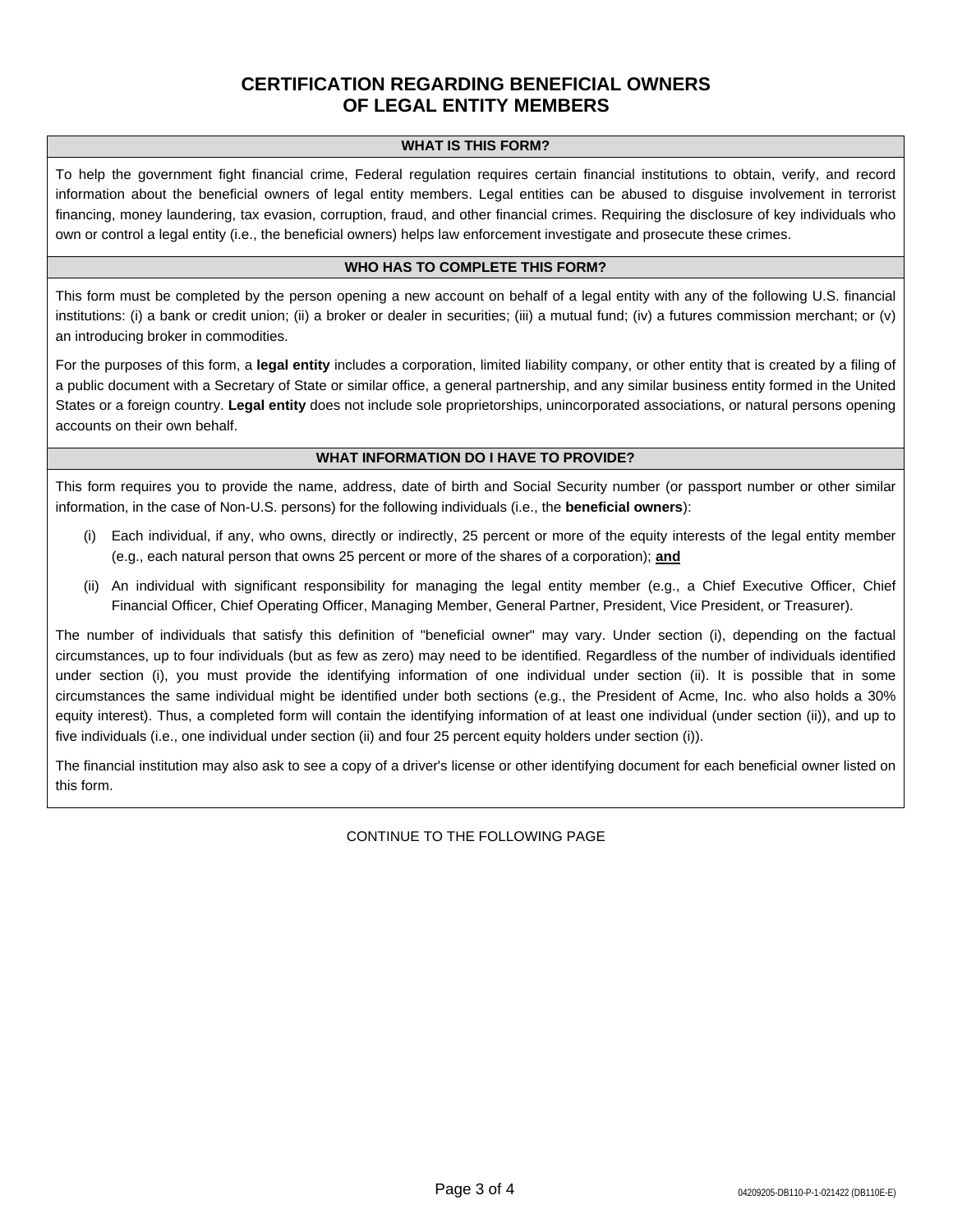# CERTIFICATION REGARDING BENEFICIAL OWNERS OF LEGAL ENTITY MEMBERS

## WHAT IS THIS FORM?

To help the government fight financial crime, Federal regulation requires certain financial institutions to obtain, verify, and record information about the beneficial owners of legal entity members. Legal entities can be abused to disguise involvement in terrorist financing, money laundering, tax evasion, corruption, fraud, and other financial crimes. Requiring the disclosure of key individuals who own or control a legal entity (i.e., the beneficial owners) helps law enforcement investigate and prosecute these crimes.

## WHO HAS TO COMPLETE THIS FORM?

This form must be completed by the person opening a new account on behalf of a legal entity with any of the following U.S. financial institutions: (i) a bank or credit union; (ii) a broker or dealer in securities; (iii) a mutual fund; (iv) a futures commission merchant; or (v) an introducing broker in commodities.

For the purposes of this form, a **legal entity** includes a corporation, limited liability company, or other entity that is created by a filing of a public document with a Secretary of State or similar office, a general partnership, and any similar business entity formed in the United States or a foreign country. **Legal entity** does not include sole proprietorships, unincorporated associations, or natural persons opening accounts on their own behalf.

## WHAT INFORMATION DO I HAVE TO PROVIDE?

This form requires you to provide the name, address, date of birth and Social Security number (or passport number or other similar information, in the case of Non-U.S. persons) for the following individuals (i.e., the **beneficial owners**):

(i) Each individual, if any, who owns, directly or indirectly, 25 percent or more of the equity interests of the legal entity member (e.g., each natural person that owns 25 percent or more of the shares of a corporation); **and**

(ii) An individual with significant responsibility for managing the legal entity member (e.g., a Chief Executive Officer, Chief Financial Officer, Chief Operating Officer, Managing Member, General Partner, President, Vice President, or Treasurer).

The number of individuals that satisfy this definition of "beneficial owner" may vary. Under section (i), depending on the factual circumstances, up to four individuals (but as few as zero) may need to be identified. Regardless of the number of individuals identified under section (i), you must provide the identifying information of one individual under section (ii). It is possible that in some circumstances the same individual might be identified under both sections (e.g., the President of Acme, Inc. who also holds a 30% equity interest). Thus, a completed form will contain the identifying information of at least one individual (under section (ii)), and up to five individuals (i.e., one individual under section (ii) and four 25 percent equity holders under section (i)).

The financial institution may also ask to see a copy of a driver's license or other identifying document for each beneficial owner listed on this form.

CONTINUE TO THE FOLLOWING PAGE

04209205-DB110-P-1-021422 (DB110E-E)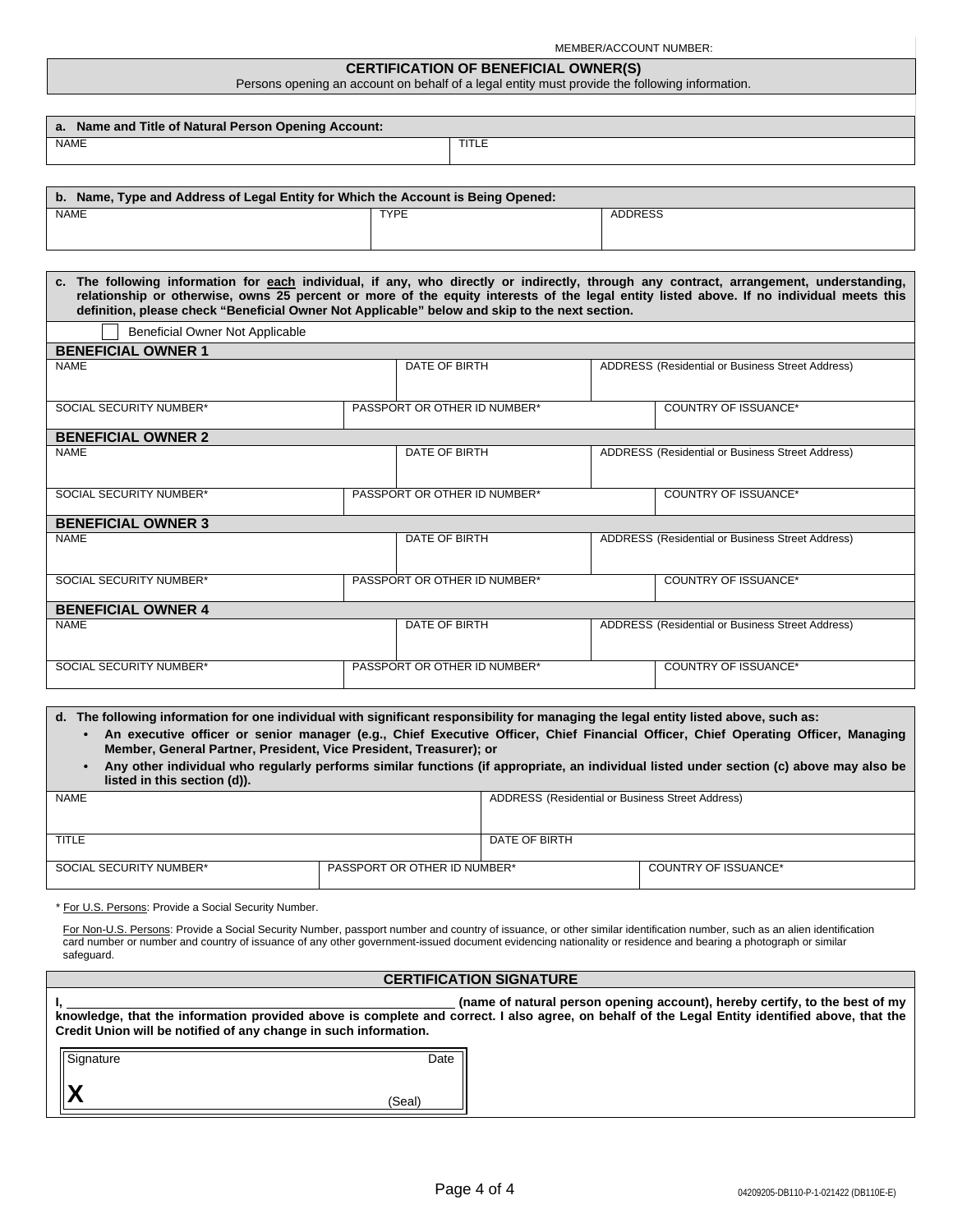MEMBER/ACCOUNT NUMBER:

## CERTIFICATION OF BENEFICIAL OWNER(S)

Persons opening an account on behalf of a legal entity must provide the following information.

**a. Name and Title of Natural Person Opening Account:**

| NAME | TITLE |
|---|---|
| | |

**b. Name, Type and Address of Legal Entity for Which the Account is Being Opened:**

| NAME | TYPE | ADDRESS |
|---|---|---|
| | | |

**c. The following information for each individual, if any, who directly or indirectly, through any contract, arrangement, understanding, relationship or otherwise, owns 25 percent or more of the equity interests of the legal entity listed above. If no individual meets this definition, please check "Beneficial Owner Not Applicable" below and skip to the next section.**

☐ Beneficial Owner Not Applicable

**BENEFICIAL OWNER 1**

| NAME | DATE OF BIRTH | ADDRESS (Residential or Business Street Address) |
|---|---|---|
| SOCIAL SECURITY NUMBER* | PASSPORT OR OTHER ID NUMBER* | COUNTRY OF ISSUANCE* |

**BENEFICIAL OWNER 2**

| NAME | DATE OF BIRTH | ADDRESS (Residential or Business Street Address) |
|---|---|---|
| SOCIAL SECURITY NUMBER* | PASSPORT OR OTHER ID NUMBER* | COUNTRY OF ISSUANCE* |

**BENEFICIAL OWNER 3**

| NAME | DATE OF BIRTH | ADDRESS (Residential or Business Street Address) |
|---|---|---|
| SOCIAL SECURITY NUMBER* | PASSPORT OR OTHER ID NUMBER* | COUNTRY OF ISSUANCE* |

**BENEFICIAL OWNER 4**

| NAME | DATE OF BIRTH | ADDRESS (Residential or Business Street Address) |
|---|---|---|
| SOCIAL SECURITY NUMBER* | PASSPORT OR OTHER ID NUMBER* | COUNTRY OF ISSUANCE* |

**d. The following information for one individual with significant responsibility for managing the legal entity listed above, such as:**

- **An executive officer or senior manager (e.g., Chief Executive Officer, Chief Financial Officer, Chief Operating Officer, Managing Member, General Partner, President, Vice President, Treasurer); or**
- **Any other individual who regularly performs similar functions (if appropriate, an individual listed under section (c) above may also be listed in this section (d)).**

| NAME | | ADDRESS (Residential or Business Street Address) |
|---|---|---|
| TITLE | | DATE OF BIRTH |
| SOCIAL SECURITY NUMBER* | PASSPORT OR OTHER ID NUMBER* | COUNTRY OF ISSUANCE* |

* For U.S. Persons: Provide a Social Security Number.

For Non-U.S. Persons: Provide a Social Security Number, passport number and country of issuance, or other similar identification number, such as an alien identification card number or number and country of issuance of any other government-issued document evidencing nationality or residence and bearing a photograph or similar safeguard.

## CERTIFICATION SIGNATURE

**I, \_\_\_\_\_\_\_\_\_\_\_\_\_\_\_\_\_\_\_\_\_\_\_\_\_\_\_\_\_\_ (name of natural person opening account), hereby certify, to the best of my knowledge, that the information provided above is complete and correct. I also agree, on behalf of the Legal Entity identified above, that the Credit Union will be notified of any change in such information.**

Signature Date

X (Seal)

04209205-DB110-P-1-021422 (DB110E-E)